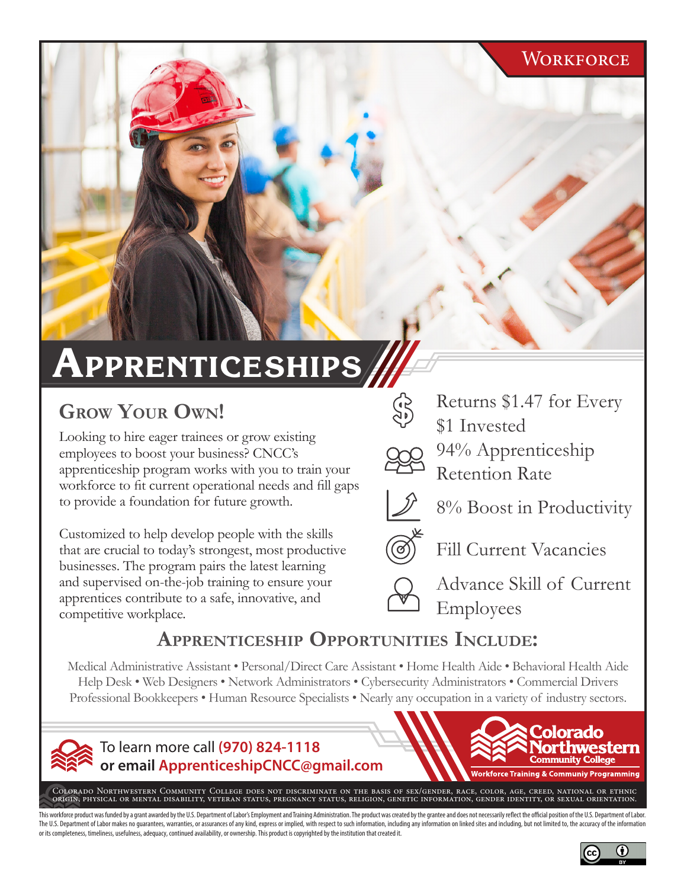WORKFORCE

# APPRENTICESHIPS

## GROW YOUR OWN!

Looking to hire eager trainees or grow existing employees to boost your business? CNCC's apprenticeship program works with you to train your workforce to fit current operational needs and fill gaps to provide a foundation for future growth.

Customized to help develop people with the skills that are crucial to today's strongest, most productive businesses. The program pairs the latest learning and supervised on-the-job training to ensure your apprentices contribute to a safe, innovative, and competitive workplace.

- Returns $1.47 for Every $1 Invested
- 94% Apprenticeship Retention Rate
- 8% Boost in Productivity
- Fill Current Vacancies
- Advance Skill of Current Employees

## APPRENTICESHIP OPPORTUNITIES INCLUDE:

Medical Administrative Assistant • Personal/Direct Care Assistant • Home Health Aide • Behavioral Health Aide
Help Desk • Web Designers • Network Administrators • Cybersecurity Administrators • Commercial Drivers
Professional Bookkeepers • Human Resource Specialists • Nearly any occupation in a variety of industry sectors.

To learn more call **(970) 824-1118**
or email **ApprenticeshipCNCC@gmail.com**

Colorado Northwestern Community College
Workforce Training & Communiy Programming

COLORADO NORTHWESTERN COMMUNITY COLLEGE DOES NOT DISCRIMINATE ON THE BASIS OF SEX/GENDER, RACE, COLOR, AGE, CREED, NATIONAL OR ETHNIC ORIGIN, PHYSICAL OR MENTAL DISABILITY, VETERAN STATUS, PREGNANCY STATUS, RELIGION, GENETIC INFORMATION, GENDER IDENTITY, OR SEXUAL ORIENTATION.

This workforce product was funded by a grant awarded by the U.S. Department of Labor's Employment and Training Administration. The product was created by the grantee and does not necessarily reflect the official position of the U.S. Department of Labor. The U.S. Department of Labor makes no guarantees, warranties, or assurances of any kind, express or implied, with respect to such information, including any information on linked sites and including, but not limited to, the accuracy of the information or its completeness, timeliness, usefulness, adequacy, continued availability, or ownership. This product is copyrighted by the institution that created it.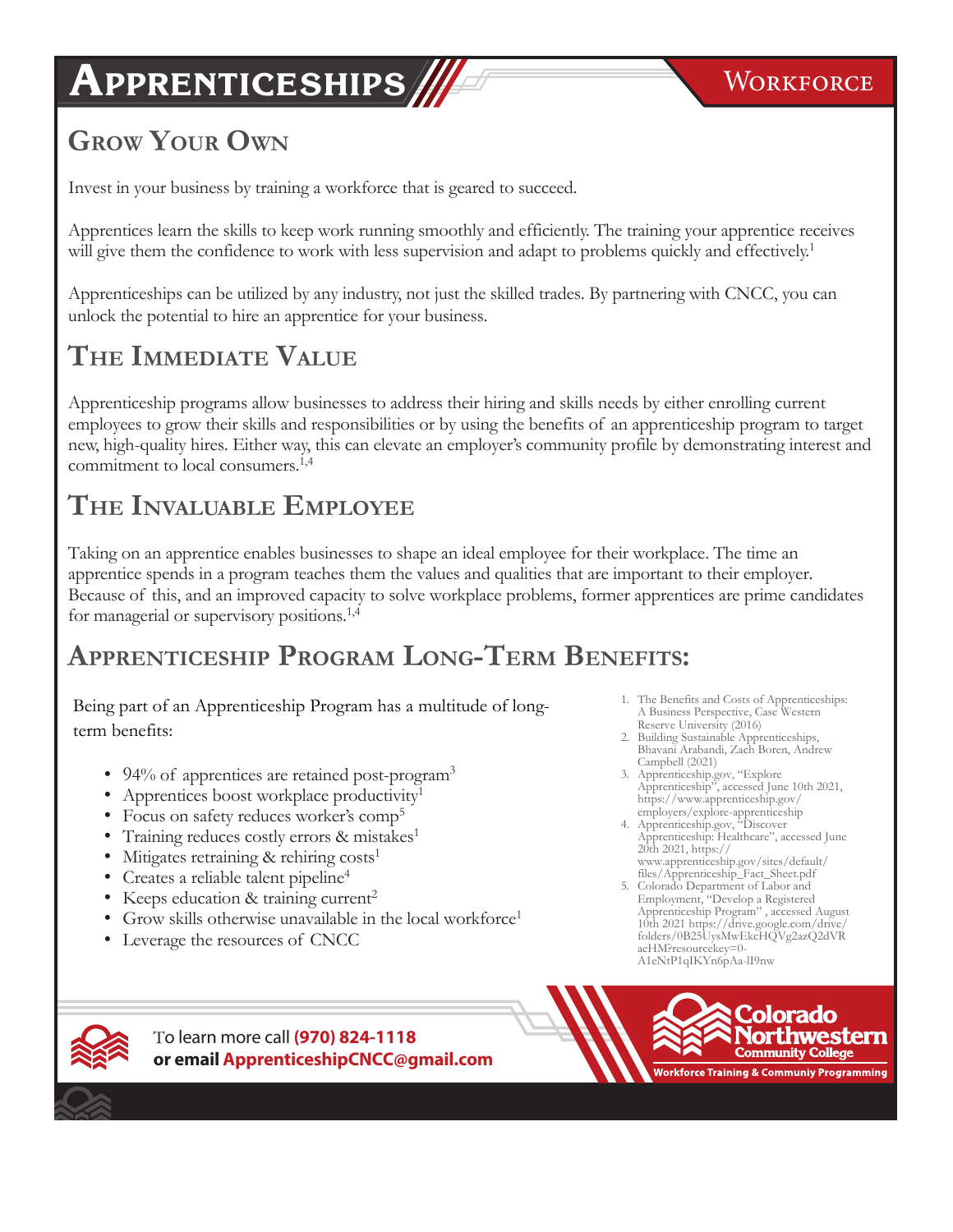# Apprenticeships

Workforce

## Grow Your Own

Invest in your business by training a workforce that is geared to succeed.

Apprentices learn the skills to keep work running smoothly and efficiently. The training your apprentice receives will give them the confidence to work with less supervision and adapt to problems quickly and effectively.[1]

Apprenticeships can be utilized by any industry, not just the skilled trades. By partnering with CNCC, you can unlock the potential to hire an apprentice for your business.

## The Immediate Value

Apprenticeship programs allow businesses to address their hiring and skills needs by either enrolling current employees to grow their skills and responsibilities or by using the benefits of an apprenticeship program to target new, high-quality hires. Either way, this can elevate an employer's community profile by demonstrating interest and commitment to local consumers.[1,4]

## The Invaluable Employee

Taking on an apprentice enables businesses to shape an ideal employee for their workplace. The time an apprentice spends in a program teaches them the values and qualities that are important to their employer. Because of this, and an improved capacity to solve workplace problems, former apprentices are prime candidates for managerial or supervisory positions.[1,4]

## Apprenticeship Program Long-Term Benefits:

Being part of an Apprenticeship Program has a multitude of long-term benefits:

- 94% of apprentices are retained post-program[3]
- Apprentices boost workplace productivity[1]
- Focus on safety reduces worker's comp[5]
- Training reduces costly errors & mistakes[1]
- Mitigates retraining & rehiring costs[1]
- Creates a reliable talent pipeline[4]
- Keeps education & training current[2]
- Grow skills otherwise unavailable in the local workforce[1]
- Leverage the resources of CNCC

1. The Benefits and Costs of Apprenticeships: A Business Perspective, Case Western Reserve University (2016)
2. Building Sustainable Apprenticeships, Bhavani Arabandi, Zach Boren, Andrew Campbell (2021)
3. Apprenticeship.gov, "Explore Apprenticeship", accessed June 10th 2021, https://www.apprenticeship.gov/employers/explore-apprenticeship
4. Apprenticeship.gov, "Discover Apprenticeship: Healthcare", accessed June 20th 2021, https://www.apprenticeship.gov/sites/default/files/Apprenticeship_Fact_Sheet.pdf
5. Colorado Department of Labor and Employment, "Develop a Registered Apprenticeship Program" , accessed August 10th 2021 https://drive.google.com/drive/folders/0B25UysMwEkcHQVg2azQ2dVRaeHM?resourcekey=0-A1eNtP1qIKYn6pAa-lI9nw

To learn more call **(970) 824-1118**
**or email ApprenticeshipCNCC@gmail.com**

Colorado Northwestern Community College
Workforce Training & Communiy Programming